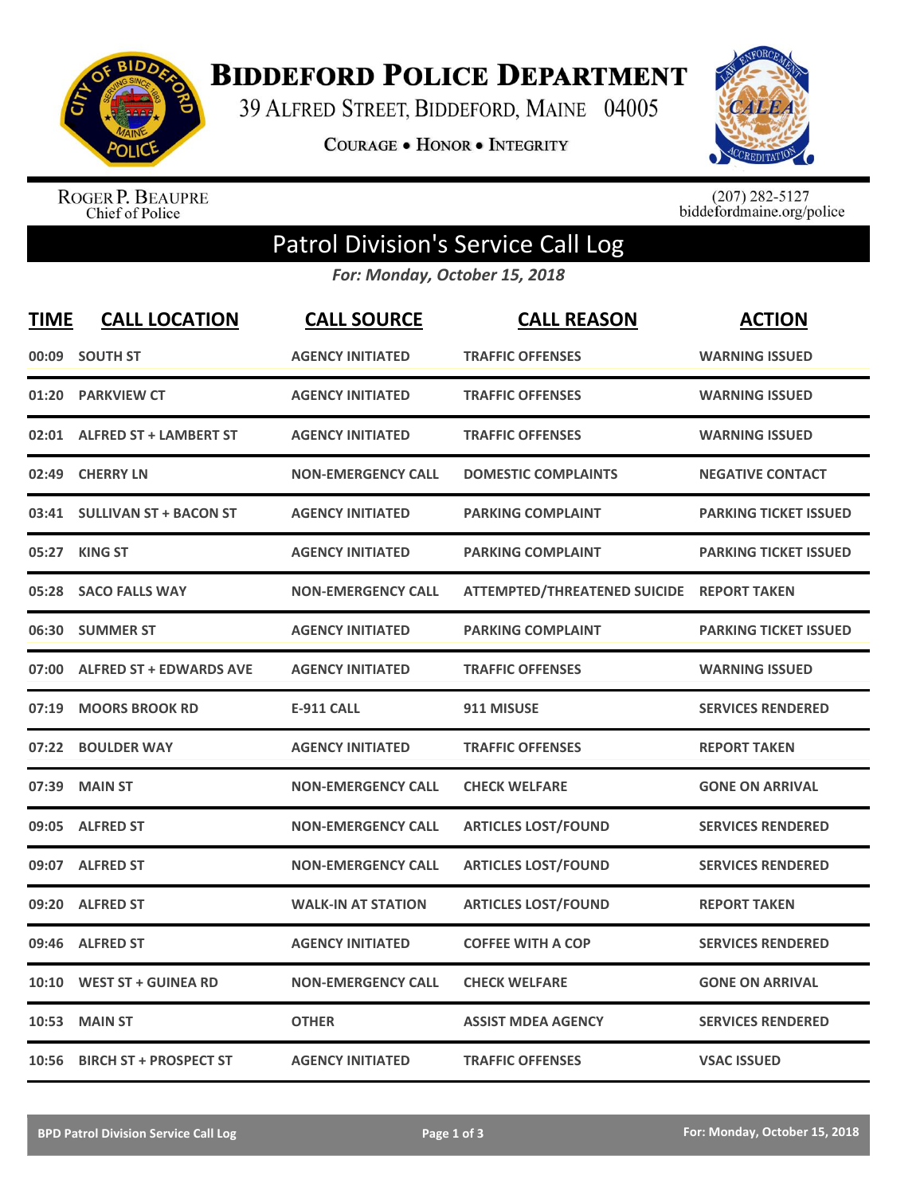# Biddeford Police Department

39 Alfred Street, Biddeford, Maine 04005

Courage • Honor • Integrity

Roger P. Beaupre
Chief of Police

(207) 282-5127
biddefordmaine.org/police

## Patrol Division's Service Call Log

*For: Monday, October 15, 2018*

| TIME | CALL LOCATION | CALL SOURCE | CALL REASON | ACTION |
|---|---|---|---|---|
| 00:09 | SOUTH ST | AGENCY INITIATED | TRAFFIC OFFENSES | WARNING ISSUED |
| 01:20 | PARKVIEW CT | AGENCY INITIATED | TRAFFIC OFFENSES | WARNING ISSUED |
| 02:01 | ALFRED ST + LAMBERT ST | AGENCY INITIATED | TRAFFIC OFFENSES | WARNING ISSUED |
| 02:49 | CHERRY LN | NON-EMERGENCY CALL | DOMESTIC COMPLAINTS | NEGATIVE CONTACT |
| 03:41 | SULLIVAN ST + BACON ST | AGENCY INITIATED | PARKING COMPLAINT | PARKING TICKET ISSUED |
| 05:27 | KING ST | AGENCY INITIATED | PARKING COMPLAINT | PARKING TICKET ISSUED |
| 05:28 | SACO FALLS WAY | NON-EMERGENCY CALL | ATTEMPTED/THREATENED SUICIDE | REPORT TAKEN |
| 06:30 | SUMMER ST | AGENCY INITIATED | PARKING COMPLAINT | PARKING TICKET ISSUED |
| 07:00 | ALFRED ST + EDWARDS AVE | AGENCY INITIATED | TRAFFIC OFFENSES | WARNING ISSUED |
| 07:19 | MOORS BROOK RD | E-911 CALL | 911 MISUSE | SERVICES RENDERED |
| 07:22 | BOULDER WAY | AGENCY INITIATED | TRAFFIC OFFENSES | REPORT TAKEN |
| 07:39 | MAIN ST | NON-EMERGENCY CALL | CHECK WELFARE | GONE ON ARRIVAL |
| 09:05 | ALFRED ST | NON-EMERGENCY CALL | ARTICLES LOST/FOUND | SERVICES RENDERED |
| 09:07 | ALFRED ST | NON-EMERGENCY CALL | ARTICLES LOST/FOUND | SERVICES RENDERED |
| 09:20 | ALFRED ST | WALK-IN AT STATION | ARTICLES LOST/FOUND | REPORT TAKEN |
| 09:46 | ALFRED ST | AGENCY INITIATED | COFFEE WITH A COP | SERVICES RENDERED |
| 10:10 | WEST ST + GUINEA RD | NON-EMERGENCY CALL | CHECK WELFARE | GONE ON ARRIVAL |
| 10:53 | MAIN ST | OTHER | ASSIST MDEA AGENCY | SERVICES RENDERED |
| 10:56 | BIRCH ST + PROSPECT ST | AGENCY INITIATED | TRAFFIC OFFENSES | VSAC ISSUED |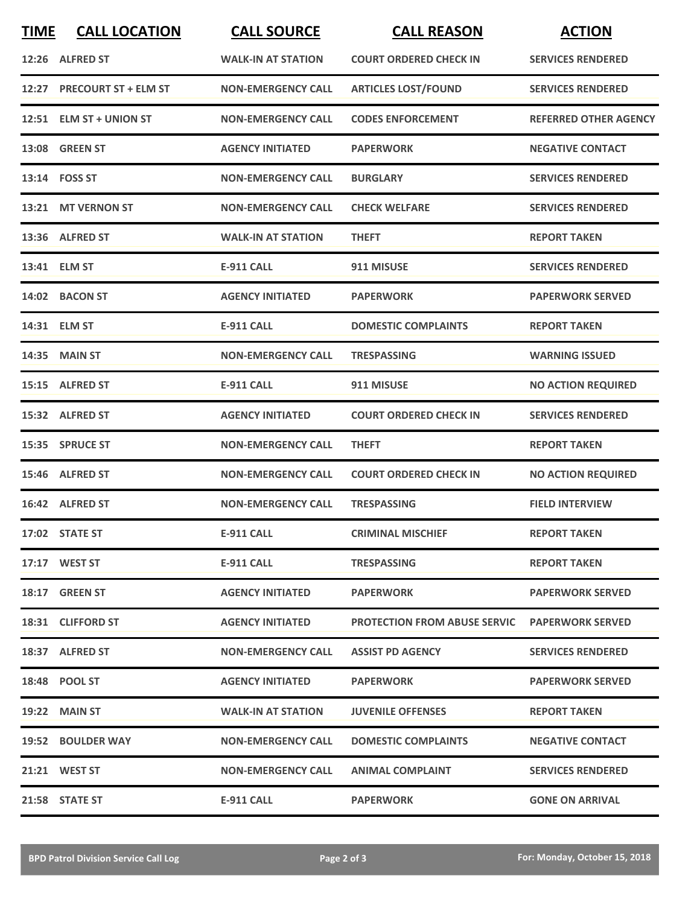| TIME | CALL LOCATION | CALL SOURCE | CALL REASON | ACTION |
|---|---|---|---|---|
| 12:26 | ALFRED ST | WALK-IN AT STATION | COURT ORDERED CHECK IN | SERVICES RENDERED |
| 12:27 | PRECOURT ST + ELM ST | NON-EMERGENCY CALL | ARTICLES LOST/FOUND | SERVICES RENDERED |
| 12:51 | ELM ST + UNION ST | NON-EMERGENCY CALL | CODES ENFORCEMENT | REFERRED OTHER AGENCY |
| 13:08 | GREEN ST | AGENCY INITIATED | PAPERWORK | NEGATIVE CONTACT |
| 13:14 | FOSS ST | NON-EMERGENCY CALL | BURGLARY | SERVICES RENDERED |
| 13:21 | MT VERNON ST | NON-EMERGENCY CALL | CHECK WELFARE | SERVICES RENDERED |
| 13:36 | ALFRED ST | WALK-IN AT STATION | THEFT | REPORT TAKEN |
| 13:41 | ELM ST | E-911 CALL | 911 MISUSE | SERVICES RENDERED |
| 14:02 | BACON ST | AGENCY INITIATED | PAPERWORK | PAPERWORK SERVED |
| 14:31 | ELM ST | E-911 CALL | DOMESTIC COMPLAINTS | REPORT TAKEN |
| 14:35 | MAIN ST | NON-EMERGENCY CALL | TRESPASSING | WARNING ISSUED |
| 15:15 | ALFRED ST | E-911 CALL | 911 MISUSE | NO ACTION REQUIRED |
| 15:32 | ALFRED ST | AGENCY INITIATED | COURT ORDERED CHECK IN | SERVICES RENDERED |
| 15:35 | SPRUCE ST | NON-EMERGENCY CALL | THEFT | REPORT TAKEN |
| 15:46 | ALFRED ST | NON-EMERGENCY CALL | COURT ORDERED CHECK IN | NO ACTION REQUIRED |
| 16:42 | ALFRED ST | NON-EMERGENCY CALL | TRESPASSING | FIELD INTERVIEW |
| 17:02 | STATE ST | E-911 CALL | CRIMINAL MISCHIEF | REPORT TAKEN |
| 17:17 | WEST ST | E-911 CALL | TRESPASSING | REPORT TAKEN |
| 18:17 | GREEN ST | AGENCY INITIATED | PAPERWORK | PAPERWORK SERVED |
| 18:31 | CLIFFORD ST | AGENCY INITIATED | PROTECTION FROM ABUSE SERVIC | PAPERWORK SERVED |
| 18:37 | ALFRED ST | NON-EMERGENCY CALL | ASSIST PD AGENCY | SERVICES RENDERED |
| 18:48 | POOL ST | AGENCY INITIATED | PAPERWORK | PAPERWORK SERVED |
| 19:22 | MAIN ST | WALK-IN AT STATION | JUVENILE OFFENSES | REPORT TAKEN |
| 19:52 | BOULDER WAY | NON-EMERGENCY CALL | DOMESTIC COMPLAINTS | NEGATIVE CONTACT |
| 21:21 | WEST ST | NON-EMERGENCY CALL | ANIMAL COMPLAINT | SERVICES RENDERED |
| 21:58 | STATE ST | E-911 CALL | PAPERWORK | GONE ON ARRIVAL |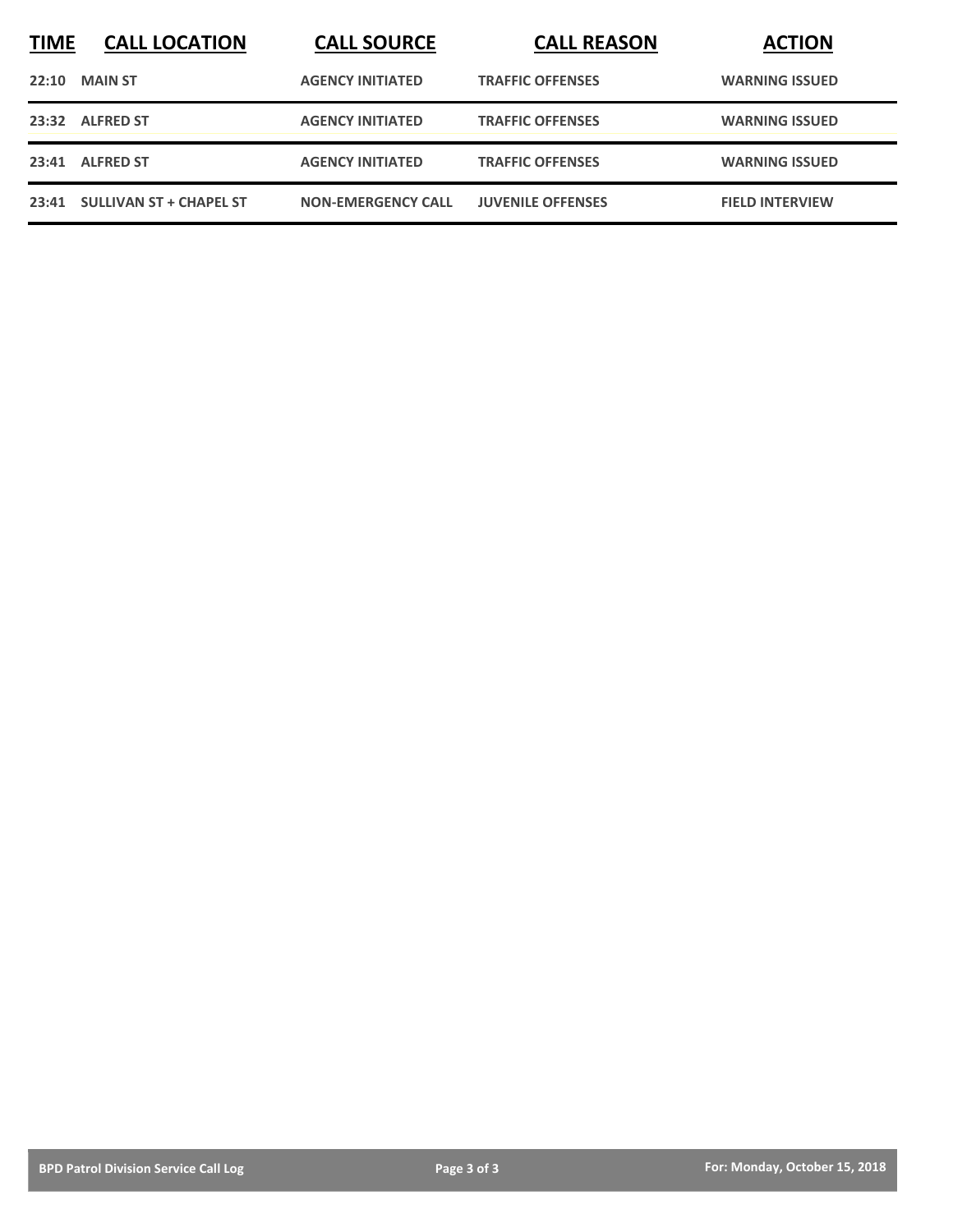| TIME | CALL LOCATION | CALL SOURCE | CALL REASON | ACTION |
|---|---|---|---|---|
| 22:10 | MAIN ST | AGENCY INITIATED | TRAFFIC OFFENSES | WARNING ISSUED |
| 23:32 | ALFRED ST | AGENCY INITIATED | TRAFFIC OFFENSES | WARNING ISSUED |
| 23:41 | ALFRED ST | AGENCY INITIATED | TRAFFIC OFFENSES | WARNING ISSUED |
| 23:41 | SULLIVAN ST + CHAPEL ST | NON-EMERGENCY CALL | JUVENILE OFFENSES | FIELD INTERVIEW |